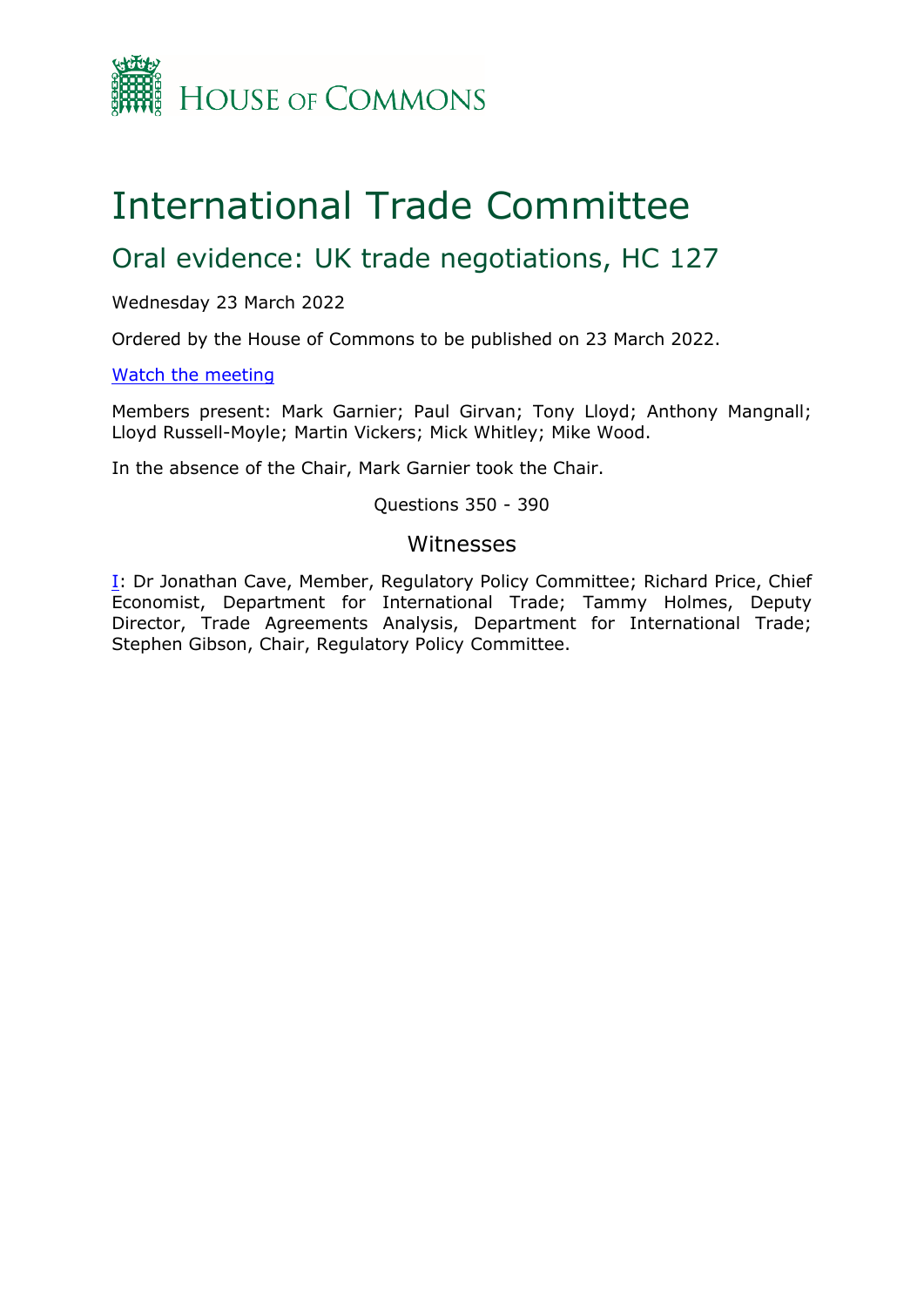HOUSE OF COMMONS

# International Trade Committee

## Oral evidence: UK trade negotiations, HC 127

Wednesday 23 March 2022

Ordered by the House of Commons to be published on 23 March 2022.

[Watch the meeting]

Members present: Mark Garnier; Paul Girvan; Tony Lloyd; Anthony Mangnall; Lloyd Russell-Moyle; Martin Vickers; Mick Whitley; Mike Wood.

In the absence of the Chair, Mark Garnier took the Chair.

Questions 350 - 390

### Witnesses

I: Dr Jonathan Cave, Member, Regulatory Policy Committee; Richard Price, Chief Economist, Department for International Trade; Tammy Holmes, Deputy Director, Trade Agreements Analysis, Department for International Trade; Stephen Gibson, Chair, Regulatory Policy Committee.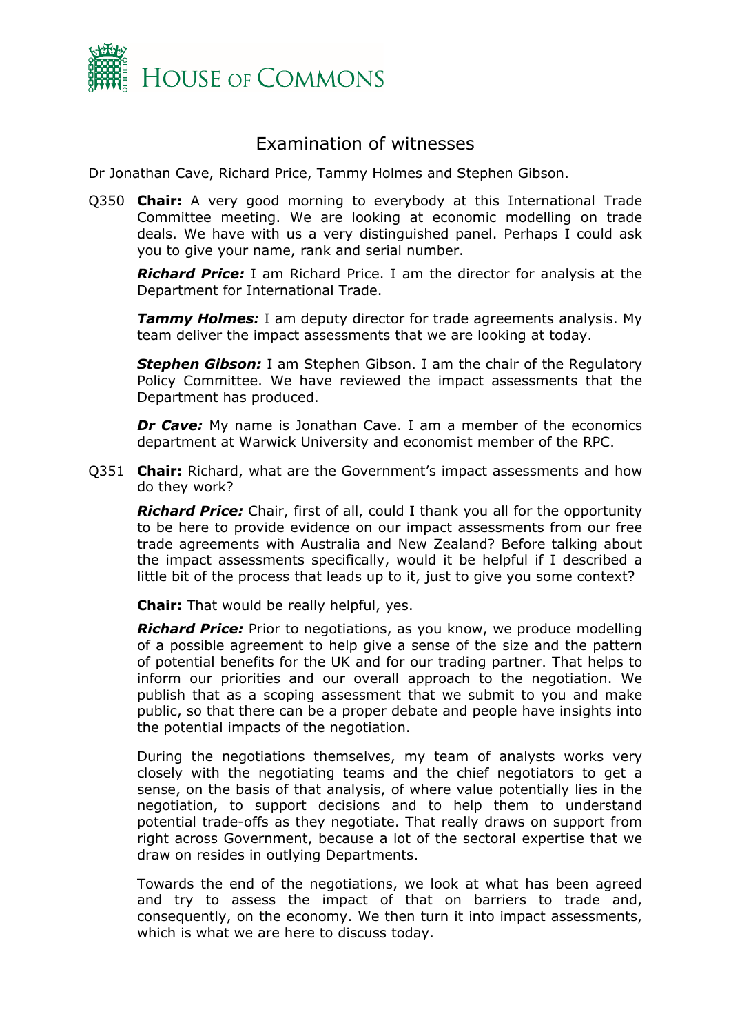# Examination of witnesses

Dr Jonathan Cave, Richard Price, Tammy Holmes and Stephen Gibson.

Q350 **Chair:** A very good morning to everybody at this International Trade Committee meeting. We are looking at economic modelling on trade deals. We have with us a very distinguished panel. Perhaps I could ask you to give your name, rank and serial number.

***Richard Price:*** I am Richard Price. I am the director for analysis at the Department for International Trade.

***Tammy Holmes:*** I am deputy director for trade agreements analysis. My team deliver the impact assessments that we are looking at today.

***Stephen Gibson:*** I am Stephen Gibson. I am the chair of the Regulatory Policy Committee. We have reviewed the impact assessments that the Department has produced.

***Dr Cave:*** My name is Jonathan Cave. I am a member of the economics department at Warwick University and economist member of the RPC.

Q351 **Chair:** Richard, what are the Government's impact assessments and how do they work?

***Richard Price:*** Chair, first of all, could I thank you all for the opportunity to be here to provide evidence on our impact assessments from our free trade agreements with Australia and New Zealand? Before talking about the impact assessments specifically, would it be helpful if I described a little bit of the process that leads up to it, just to give you some context?

**Chair:** That would be really helpful, yes.

***Richard Price:*** Prior to negotiations, as you know, we produce modelling of a possible agreement to help give a sense of the size and the pattern of potential benefits for the UK and for our trading partner. That helps to inform our priorities and our overall approach to the negotiation. We publish that as a scoping assessment that we submit to you and make public, so that there can be a proper debate and people have insights into the potential impacts of the negotiation.

During the negotiations themselves, my team of analysts works very closely with the negotiating teams and the chief negotiators to get a sense, on the basis of that analysis, of where value potentially lies in the negotiation, to support decisions and to help them to understand potential trade-offs as they negotiate. That really draws on support from right across Government, because a lot of the sectoral expertise that we draw on resides in outlying Departments.

Towards the end of the negotiations, we look at what has been agreed and try to assess the impact of that on barriers to trade and, consequently, on the economy. We then turn it into impact assessments, which is what we are here to discuss today.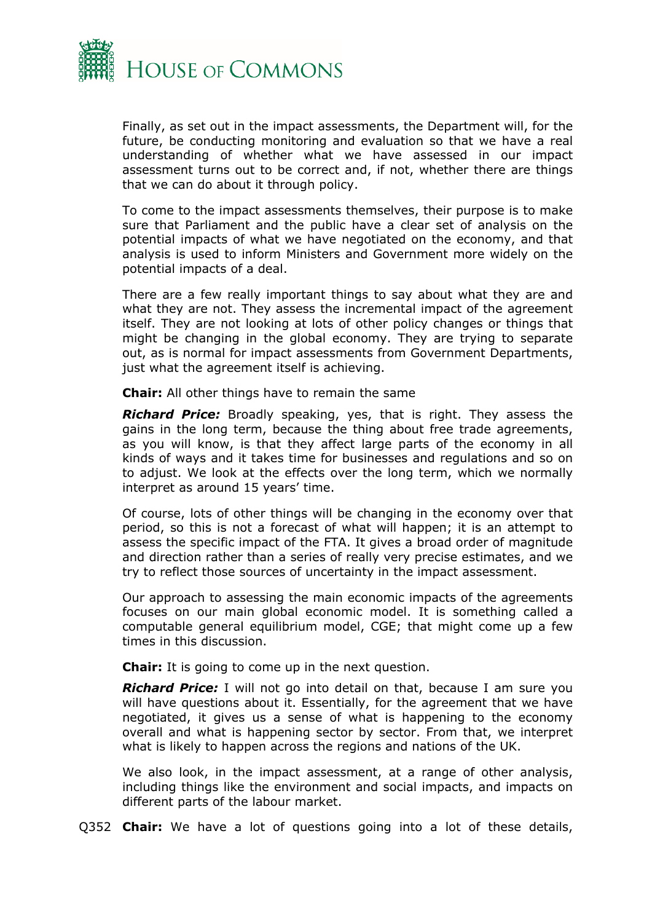Finally, as set out in the impact assessments, the Department will, for the future, be conducting monitoring and evaluation so that we have a real understanding of whether what we have assessed in our impact assessment turns out to be correct and, if not, whether there are things that we can do about it through policy.

To come to the impact assessments themselves, their purpose is to make sure that Parliament and the public have a clear set of analysis on the potential impacts of what we have negotiated on the economy, and that analysis is used to inform Ministers and Government more widely on the potential impacts of a deal.

There are a few really important things to say about what they are and what they are not. They assess the incremental impact of the agreement itself. They are not looking at lots of other policy changes or things that might be changing in the global economy. They are trying to separate out, as is normal for impact assessments from Government Departments, just what the agreement itself is achieving.

**Chair:** All other things have to remain the same

***Richard Price:*** Broadly speaking, yes, that is right. They assess the gains in the long term, because the thing about free trade agreements, as you will know, is that they affect large parts of the economy in all kinds of ways and it takes time for businesses and regulations and so on to adjust. We look at the effects over the long term, which we normally interpret as around 15 years' time.

Of course, lots of other things will be changing in the economy over that period, so this is not a forecast of what will happen; it is an attempt to assess the specific impact of the FTA. It gives a broad order of magnitude and direction rather than a series of really very precise estimates, and we try to reflect those sources of uncertainty in the impact assessment.

Our approach to assessing the main economic impacts of the agreements focuses on our main global economic model. It is something called a computable general equilibrium model, CGE; that might come up a few times in this discussion.

**Chair:** It is going to come up in the next question.

***Richard Price:*** I will not go into detail on that, because I am sure you will have questions about it. Essentially, for the agreement that we have negotiated, it gives us a sense of what is happening to the economy overall and what is happening sector by sector. From that, we interpret what is likely to happen across the regions and nations of the UK.

We also look, in the impact assessment, at a range of other analysis, including things like the environment and social impacts, and impacts on different parts of the labour market.

Q352 **Chair:** We have a lot of questions going into a lot of these details,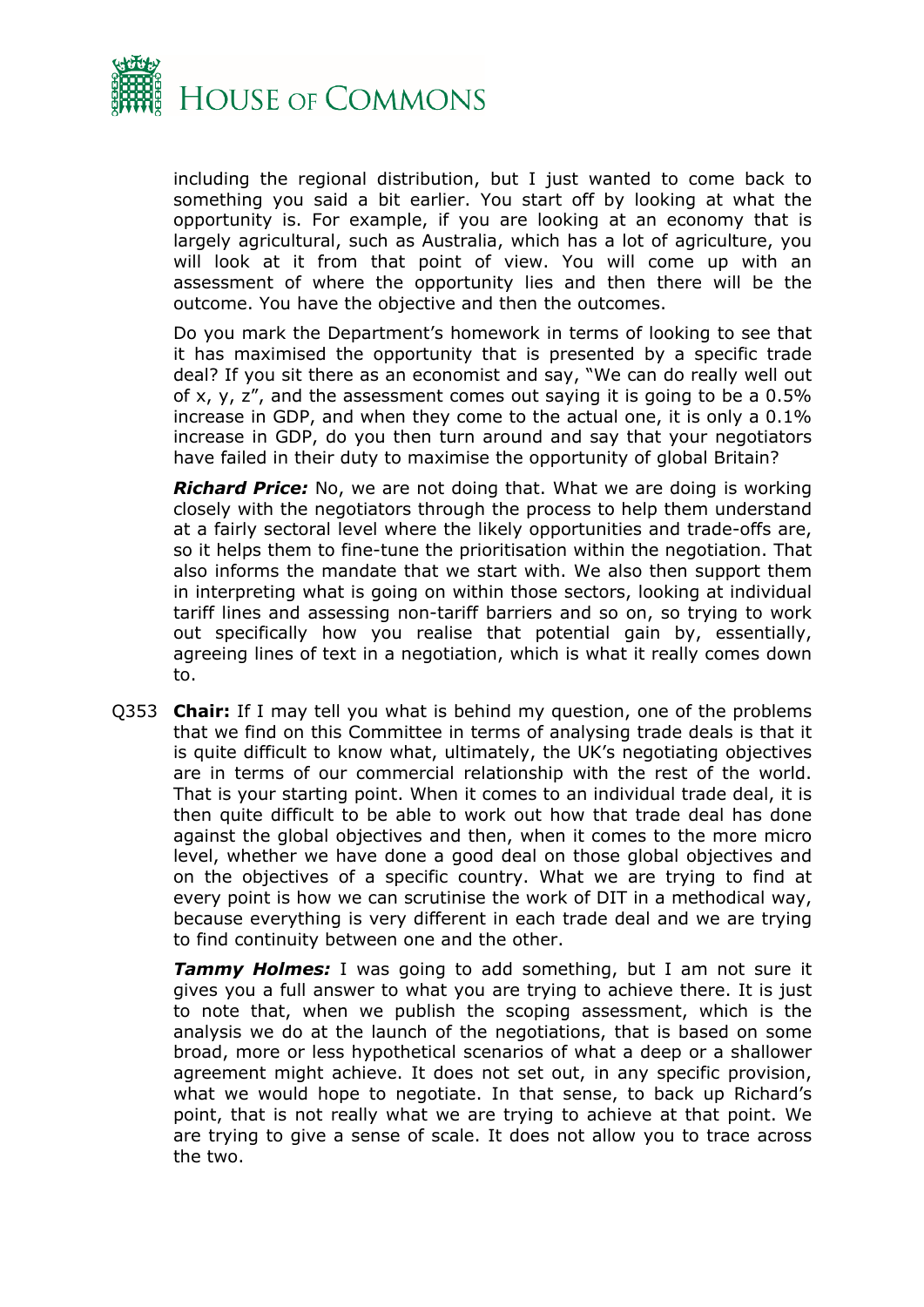including the regional distribution, but I just wanted to come back to something you said a bit earlier. You start off by looking at what the opportunity is. For example, if you are looking at an economy that is largely agricultural, such as Australia, which has a lot of agriculture, you will look at it from that point of view. You will come up with an assessment of where the opportunity lies and then there will be the outcome. You have the objective and then the outcomes.

Do you mark the Department's homework in terms of looking to see that it has maximised the opportunity that is presented by a specific trade deal? If you sit there as an economist and say, "We can do really well out of x, y, z", and the assessment comes out saying it is going to be a 0.5% increase in GDP, and when they come to the actual one, it is only a 0.1% increase in GDP, do you then turn around and say that your negotiators have failed in their duty to maximise the opportunity of global Britain?

***Richard Price:*** No, we are not doing that. What we are doing is working closely with the negotiators through the process to help them understand at a fairly sectoral level where the likely opportunities and trade-offs are, so it helps them to fine-tune the prioritisation within the negotiation. That also informs the mandate that we start with. We also then support them in interpreting what is going on within those sectors, looking at individual tariff lines and assessing non-tariff barriers and so on, so trying to work out specifically how you realise that potential gain by, essentially, agreeing lines of text in a negotiation, which is what it really comes down to.

Q353 **Chair:** If I may tell you what is behind my question, one of the problems that we find on this Committee in terms of analysing trade deals is that it is quite difficult to know what, ultimately, the UK's negotiating objectives are in terms of our commercial relationship with the rest of the world. That is your starting point. When it comes to an individual trade deal, it is then quite difficult to be able to work out how that trade deal has done against the global objectives and then, when it comes to the more micro level, whether we have done a good deal on those global objectives and on the objectives of a specific country. What we are trying to find at every point is how we can scrutinise the work of DIT in a methodical way, because everything is very different in each trade deal and we are trying to find continuity between one and the other.

***Tammy Holmes:*** I was going to add something, but I am not sure it gives you a full answer to what you are trying to achieve there. It is just to note that, when we publish the scoping assessment, which is the analysis we do at the launch of the negotiations, that is based on some broad, more or less hypothetical scenarios of what a deep or a shallower agreement might achieve. It does not set out, in any specific provision, what we would hope to negotiate. In that sense, to back up Richard's point, that is not really what we are trying to achieve at that point. We are trying to give a sense of scale. It does not allow you to trace across the two.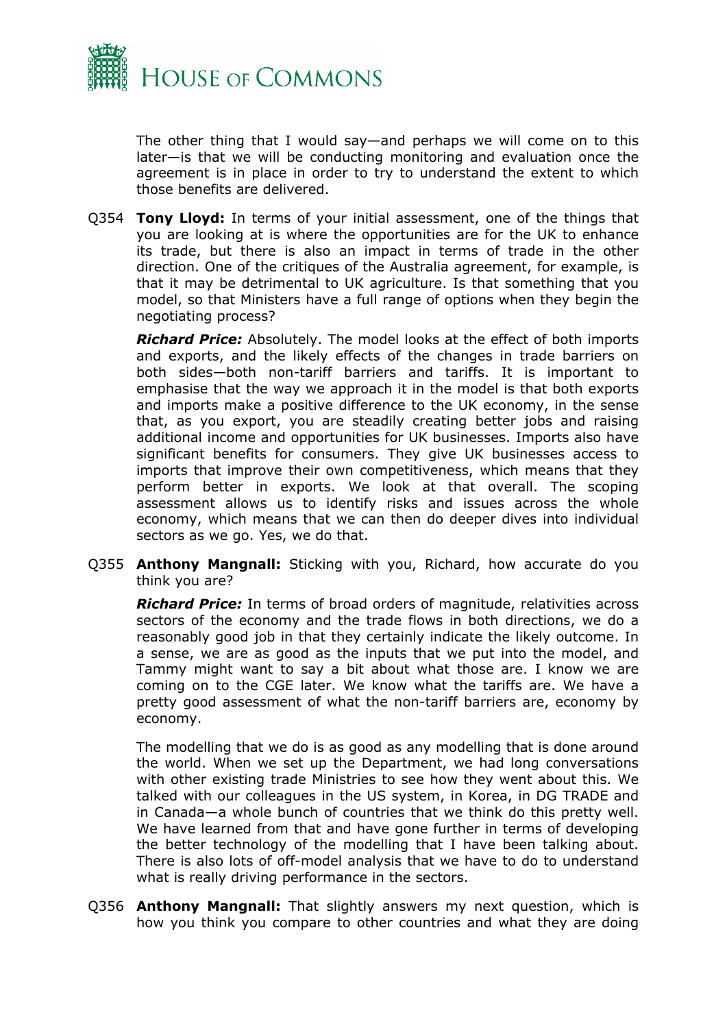The other thing that I would say—and perhaps we will come on to this later—is that we will be conducting monitoring and evaluation once the agreement is in place in order to try to understand the extent to which those benefits are delivered.

Q354 **Tony Lloyd:** In terms of your initial assessment, one of the things that you are looking at is where the opportunities are for the UK to enhance its trade, but there is also an impact in terms of trade in the other direction. One of the critiques of the Australia agreement, for example, is that it may be detrimental to UK agriculture. Is that something that you model, so that Ministers have a full range of options when they begin the negotiating process?

***Richard Price:*** Absolutely. The model looks at the effect of both imports and exports, and the likely effects of the changes in trade barriers on both sides—both non-tariff barriers and tariffs. It is important to emphasise that the way we approach it in the model is that both exports and imports make a positive difference to the UK economy, in the sense that, as you export, you are steadily creating better jobs and raising additional income and opportunities for UK businesses. Imports also have significant benefits for consumers. They give UK businesses access to imports that improve their own competitiveness, which means that they perform better in exports. We look at that overall. The scoping assessment allows us to identify risks and issues across the whole economy, which means that we can then do deeper dives into individual sectors as we go. Yes, we do that.

Q355 **Anthony Mangnall:** Sticking with you, Richard, how accurate do you think you are?

***Richard Price:*** In terms of broad orders of magnitude, relativities across sectors of the economy and the trade flows in both directions, we do a reasonably good job in that they certainly indicate the likely outcome. In a sense, we are as good as the inputs that we put into the model, and Tammy might want to say a bit about what those are. I know we are coming on to the CGE later. We know what the tariffs are. We have a pretty good assessment of what the non-tariff barriers are, economy by economy.

The modelling that we do is as good as any modelling that is done around the world. When we set up the Department, we had long conversations with other existing trade Ministries to see how they went about this. We talked with our colleagues in the US system, in Korea, in DG TRADE and in Canada—a whole bunch of countries that we think do this pretty well. We have learned from that and have gone further in terms of developing the better technology of the modelling that I have been talking about. There is also lots of off-model analysis that we have to do to understand what is really driving performance in the sectors.

Q356 **Anthony Mangnall:** That slightly answers my next question, which is how you think you compare to other countries and what they are doing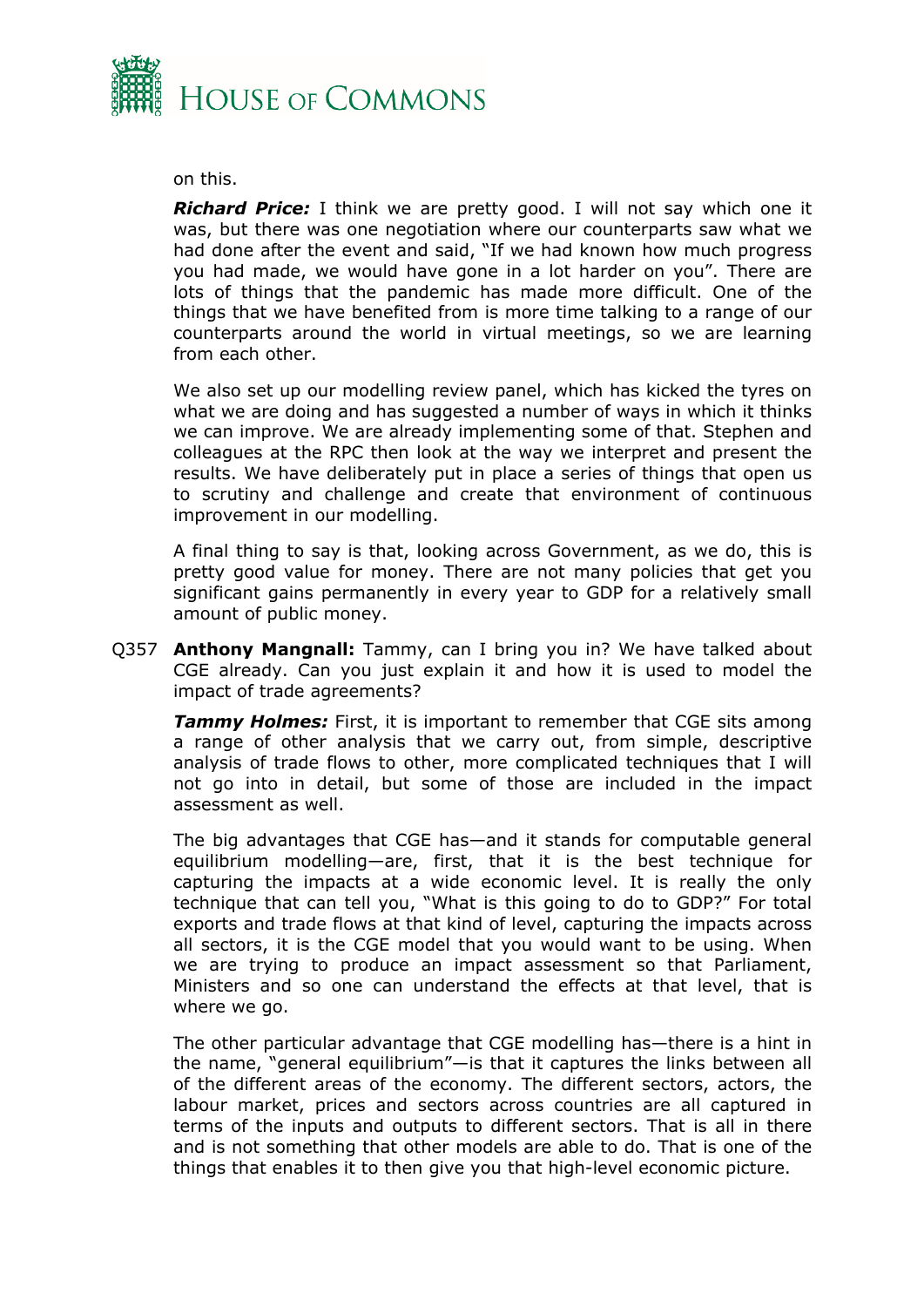on this.

***Richard Price:*** I think we are pretty good. I will not say which one it was, but there was one negotiation where our counterparts saw what we had done after the event and said, "If we had known how much progress you had made, we would have gone in a lot harder on you". There are lots of things that the pandemic has made more difficult. One of the things that we have benefited from is more time talking to a range of our counterparts around the world in virtual meetings, so we are learning from each other.

We also set up our modelling review panel, which has kicked the tyres on what we are doing and has suggested a number of ways in which it thinks we can improve. We are already implementing some of that. Stephen and colleagues at the RPC then look at the way we interpret and present the results. We have deliberately put in place a series of things that open us to scrutiny and challenge and create that environment of continuous improvement in our modelling.

A final thing to say is that, looking across Government, as we do, this is pretty good value for money. There are not many policies that get you significant gains permanently in every year to GDP for a relatively small amount of public money.

Q357 **Anthony Mangnall:** Tammy, can I bring you in? We have talked about CGE already. Can you just explain it and how it is used to model the impact of trade agreements?

***Tammy Holmes:*** First, it is important to remember that CGE sits among a range of other analysis that we carry out, from simple, descriptive analysis of trade flows to other, more complicated techniques that I will not go into in detail, but some of those are included in the impact assessment as well.

The big advantages that CGE has—and it stands for computable general equilibrium modelling—are, first, that it is the best technique for capturing the impacts at a wide economic level. It is really the only technique that can tell you, "What is this going to do to GDP?" For total exports and trade flows at that kind of level, capturing the impacts across all sectors, it is the CGE model that you would want to be using. When we are trying to produce an impact assessment so that Parliament, Ministers and so one can understand the effects at that level, that is where we go.

The other particular advantage that CGE modelling has—there is a hint in the name, "general equilibrium"—is that it captures the links between all of the different areas of the economy. The different sectors, actors, the labour market, prices and sectors across countries are all captured in terms of the inputs and outputs to different sectors. That is all in there and is not something that other models are able to do. That is one of the things that enables it to then give you that high-level economic picture.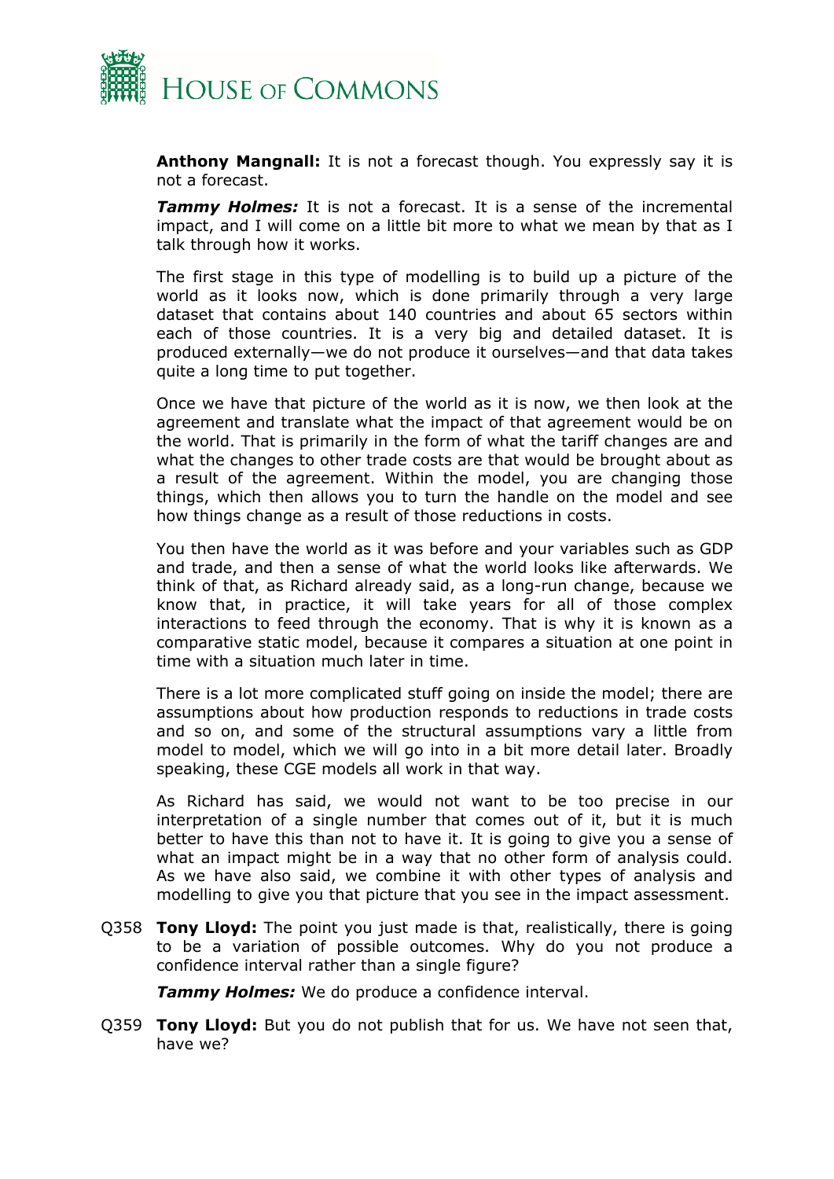**Anthony Mangnall:** It is not a forecast though. You expressly say it is not a forecast.

***Tammy Holmes:*** It is not a forecast. It is a sense of the incremental impact, and I will come on a little bit more to what we mean by that as I talk through how it works.

The first stage in this type of modelling is to build up a picture of the world as it looks now, which is done primarily through a very large dataset that contains about 140 countries and about 65 sectors within each of those countries. It is a very big and detailed dataset. It is produced externally—we do not produce it ourselves—and that data takes quite a long time to put together.

Once we have that picture of the world as it is now, we then look at the agreement and translate what the impact of that agreement would be on the world. That is primarily in the form of what the tariff changes are and what the changes to other trade costs are that would be brought about as a result of the agreement. Within the model, you are changing those things, which then allows you to turn the handle on the model and see how things change as a result of those reductions in costs.

You then have the world as it was before and your variables such as GDP and trade, and then a sense of what the world looks like afterwards. We think of that, as Richard already said, as a long-run change, because we know that, in practice, it will take years for all of those complex interactions to feed through the economy. That is why it is known as a comparative static model, because it compares a situation at one point in time with a situation much later in time.

There is a lot more complicated stuff going on inside the model; there are assumptions about how production responds to reductions in trade costs and so on, and some of the structural assumptions vary a little from model to model, which we will go into in a bit more detail later. Broadly speaking, these CGE models all work in that way.

As Richard has said, we would not want to be too precise in our interpretation of a single number that comes out of it, but it is much better to have this than not to have it. It is going to give you a sense of what an impact might be in a way that no other form of analysis could. As we have also said, we combine it with other types of analysis and modelling to give you that picture that you see in the impact assessment.

Q358 **Tony Lloyd:** The point you just made is that, realistically, there is going to be a variation of possible outcomes. Why do you not produce a confidence interval rather than a single figure?

***Tammy Holmes:*** We do produce a confidence interval.

Q359 **Tony Lloyd:** But you do not publish that for us. We have not seen that, have we?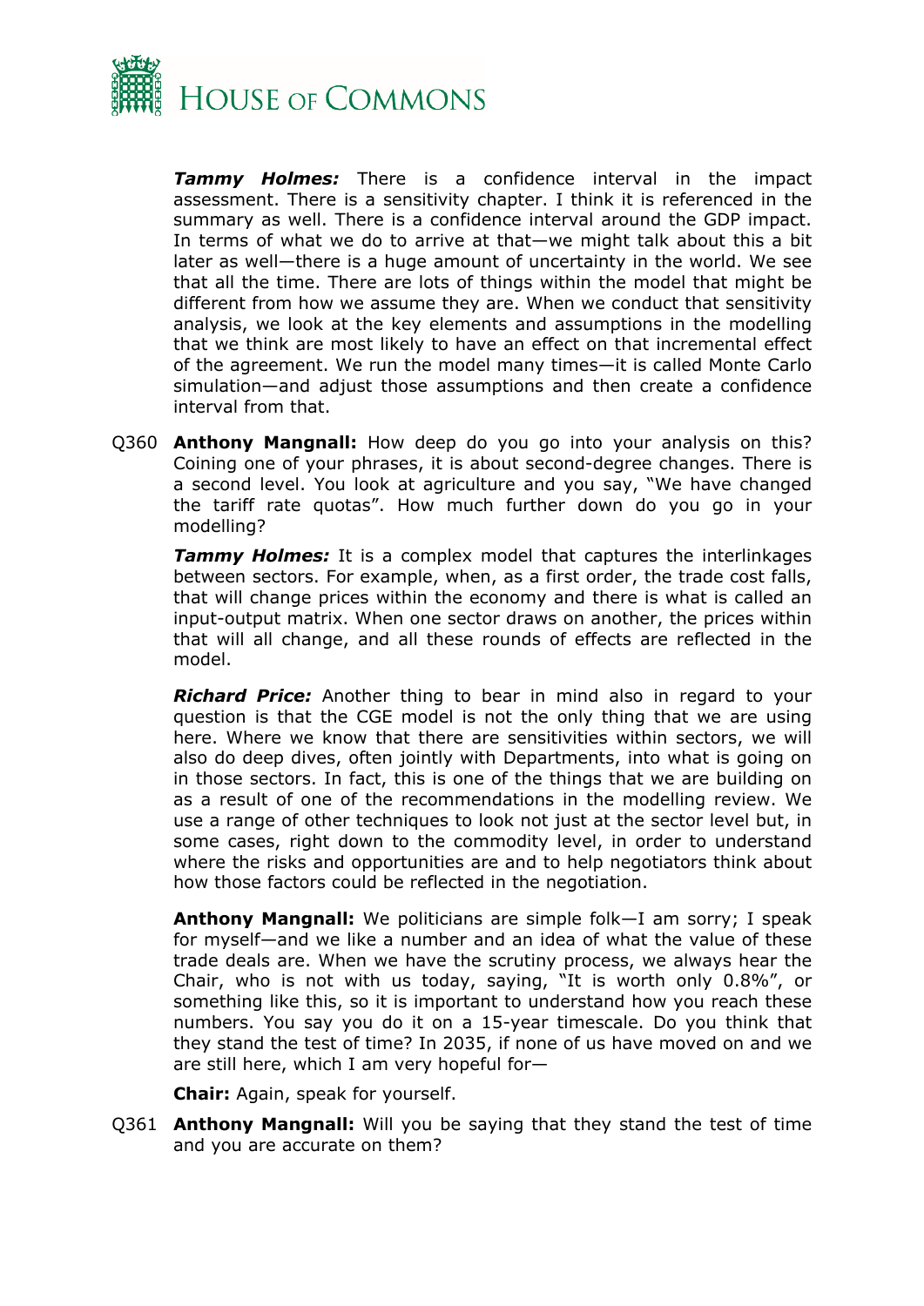***Tammy Holmes:*** There is a confidence interval in the impact assessment. There is a sensitivity chapter. I think it is referenced in the summary as well. There is a confidence interval around the GDP impact. In terms of what we do to arrive at that—we might talk about this a bit later as well—there is a huge amount of uncertainty in the world. We see that all the time. There are lots of things within the model that might be different from how we assume they are. When we conduct that sensitivity analysis, we look at the key elements and assumptions in the modelling that we think are most likely to have an effect on that incremental effect of the agreement. We run the model many times—it is called Monte Carlo simulation—and adjust those assumptions and then create a confidence interval from that.

Q360 **Anthony Mangnall:** How deep do you go into your analysis on this? Coining one of your phrases, it is about second-degree changes. There is a second level. You look at agriculture and you say, "We have changed the tariff rate quotas". How much further down do you go in your modelling?

***Tammy Holmes:*** It is a complex model that captures the interlinkages between sectors. For example, when, as a first order, the trade cost falls, that will change prices within the economy and there is what is called an input-output matrix. When one sector draws on another, the prices within that will all change, and all these rounds of effects are reflected in the model.

***Richard Price:*** Another thing to bear in mind also in regard to your question is that the CGE model is not the only thing that we are using here. Where we know that there are sensitivities within sectors, we will also do deep dives, often jointly with Departments, into what is going on in those sectors. In fact, this is one of the things that we are building on as a result of one of the recommendations in the modelling review. We use a range of other techniques to look not just at the sector level but, in some cases, right down to the commodity level, in order to understand where the risks and opportunities are and to help negotiators think about how those factors could be reflected in the negotiation.

**Anthony Mangnall:** We politicians are simple folk—I am sorry; I speak for myself—and we like a number and an idea of what the value of these trade deals are. When we have the scrutiny process, we always hear the Chair, who is not with us today, saying, "It is worth only 0.8%", or something like this, so it is important to understand how you reach these numbers. You say you do it on a 15-year timescale. Do you think that they stand the test of time? In 2035, if none of us have moved on and we are still here, which I am very hopeful for—

**Chair:** Again, speak for yourself.

Q361 **Anthony Mangnall:** Will you be saying that they stand the test of time and you are accurate on them?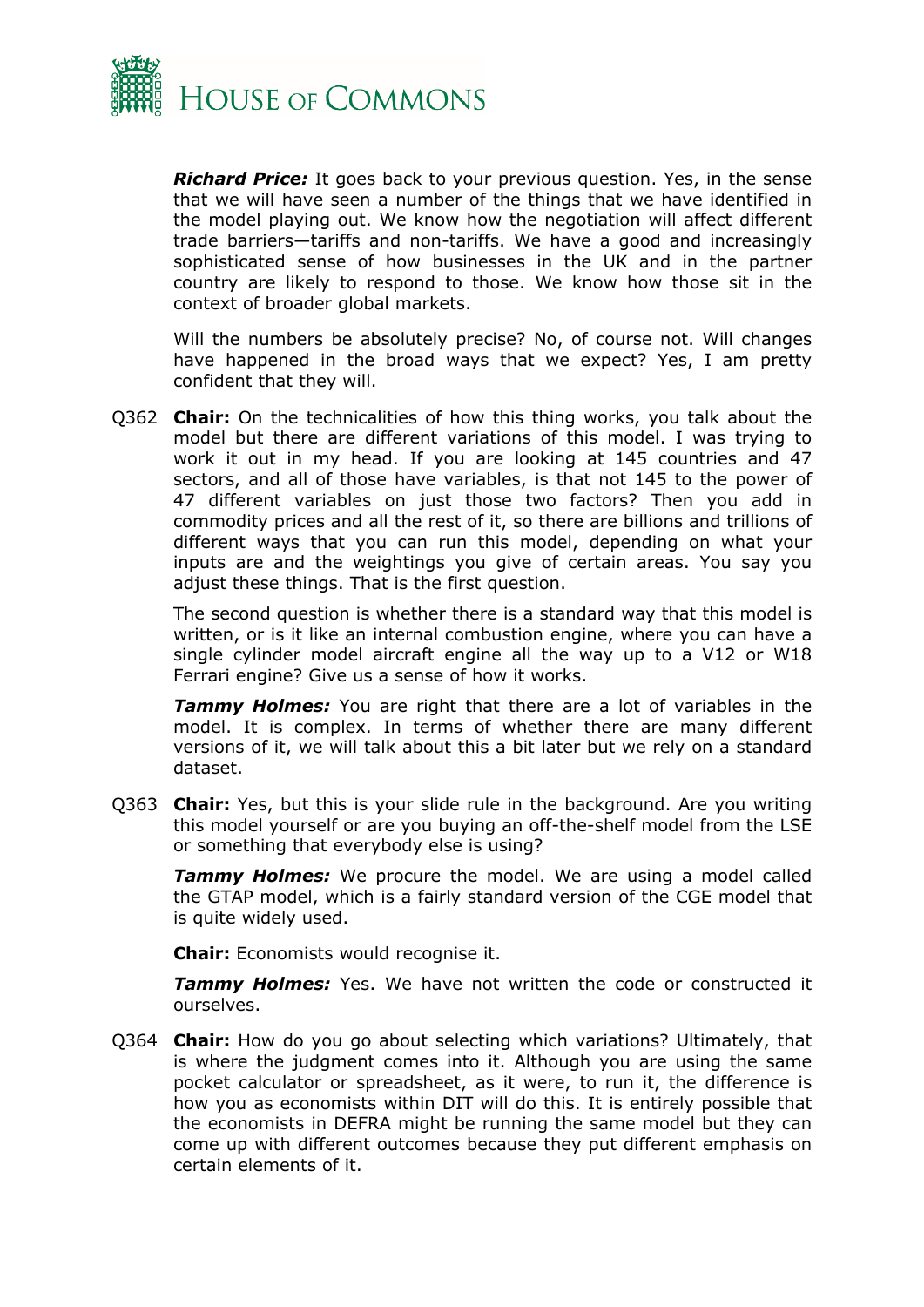***Richard Price:*** It goes back to your previous question. Yes, in the sense that we will have seen a number of the things that we have identified in the model playing out. We know how the negotiation will affect different trade barriers—tariffs and non-tariffs. We have a good and increasingly sophisticated sense of how businesses in the UK and in the partner country are likely to respond to those. We know how those sit in the context of broader global markets.

Will the numbers be absolutely precise? No, of course not. Will changes have happened in the broad ways that we expect? Yes, I am pretty confident that they will.

Q362 **Chair:** On the technicalities of how this thing works, you talk about the model but there are different variations of this model. I was trying to work it out in my head. If you are looking at 145 countries and 47 sectors, and all of those have variables, is that not 145 to the power of 47 different variables on just those two factors? Then you add in commodity prices and all the rest of it, so there are billions and trillions of different ways that you can run this model, depending on what your inputs are and the weightings you give of certain areas. You say you adjust these things. That is the first question.

The second question is whether there is a standard way that this model is written, or is it like an internal combustion engine, where you can have a single cylinder model aircraft engine all the way up to a V12 or W18 Ferrari engine? Give us a sense of how it works.

***Tammy Holmes:*** You are right that there are a lot of variables in the model. It is complex. In terms of whether there are many different versions of it, we will talk about this a bit later but we rely on a standard dataset.

Q363 **Chair:** Yes, but this is your slide rule in the background. Are you writing this model yourself or are you buying an off-the-shelf model from the LSE or something that everybody else is using?

***Tammy Holmes:*** We procure the model. We are using a model called the GTAP model, which is a fairly standard version of the CGE model that is quite widely used.

**Chair:** Economists would recognise it.

***Tammy Holmes:*** Yes. We have not written the code or constructed it ourselves.

Q364 **Chair:** How do you go about selecting which variations? Ultimately, that is where the judgment comes into it. Although you are using the same pocket calculator or spreadsheet, as it were, to run it, the difference is how you as economists within DIT will do this. It is entirely possible that the economists in DEFRA might be running the same model but they can come up with different outcomes because they put different emphasis on certain elements of it.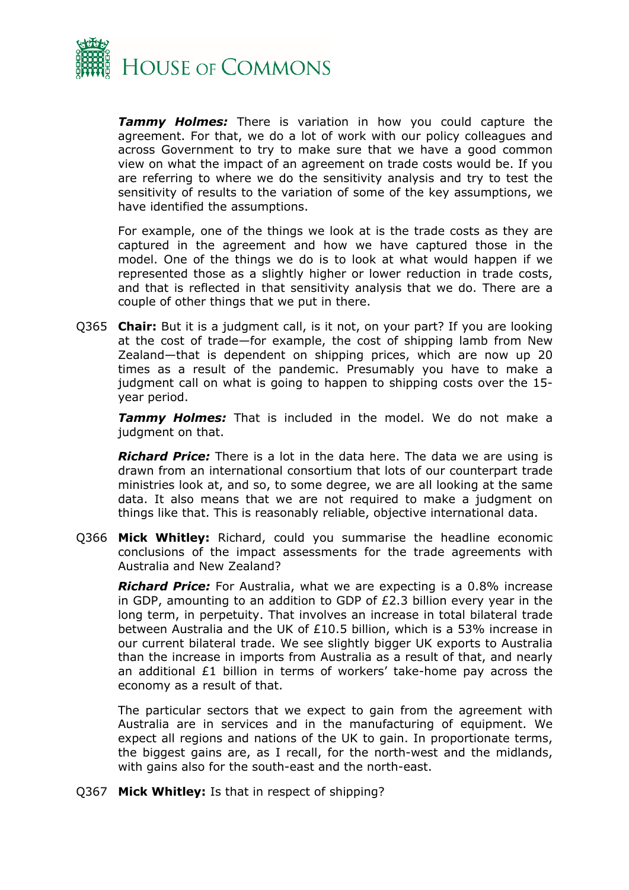***Tammy Holmes:*** There is variation in how you could capture the agreement. For that, we do a lot of work with our policy colleagues and across Government to try to make sure that we have a good common view on what the impact of an agreement on trade costs would be. If you are referring to where we do the sensitivity analysis and try to test the sensitivity of results to the variation of some of the key assumptions, we have identified the assumptions.

For example, one of the things we look at is the trade costs as they are captured in the agreement and how we have captured those in the model. One of the things we do is to look at what would happen if we represented those as a slightly higher or lower reduction in trade costs, and that is reflected in that sensitivity analysis that we do. There are a couple of other things that we put in there.

Q365 **Chair:** But it is a judgment call, is it not, on your part? If you are looking at the cost of trade—for example, the cost of shipping lamb from New Zealand—that is dependent on shipping prices, which are now up 20 times as a result of the pandemic. Presumably you have to make a judgment call on what is going to happen to shipping costs over the 15-year period.

***Tammy Holmes:*** That is included in the model. We do not make a judgment on that.

***Richard Price:*** There is a lot in the data here. The data we are using is drawn from an international consortium that lots of our counterpart trade ministries look at, and so, to some degree, we are all looking at the same data. It also means that we are not required to make a judgment on things like that. This is reasonably reliable, objective international data.

Q366 **Mick Whitley:** Richard, could you summarise the headline economic conclusions of the impact assessments for the trade agreements with Australia and New Zealand?

***Richard Price:*** For Australia, what we are expecting is a 0.8% increase in GDP, amounting to an addition to GDP of £2.3 billion every year in the long term, in perpetuity. That involves an increase in total bilateral trade between Australia and the UK of £10.5 billion, which is a 53% increase in our current bilateral trade. We see slightly bigger UK exports to Australia than the increase in imports from Australia as a result of that, and nearly an additional £1 billion in terms of workers' take-home pay across the economy as a result of that.

The particular sectors that we expect to gain from the agreement with Australia are in services and in the manufacturing of equipment. We expect all regions and nations of the UK to gain. In proportionate terms, the biggest gains are, as I recall, for the north-west and the midlands, with gains also for the south-east and the north-east.

Q367 **Mick Whitley:** Is that in respect of shipping?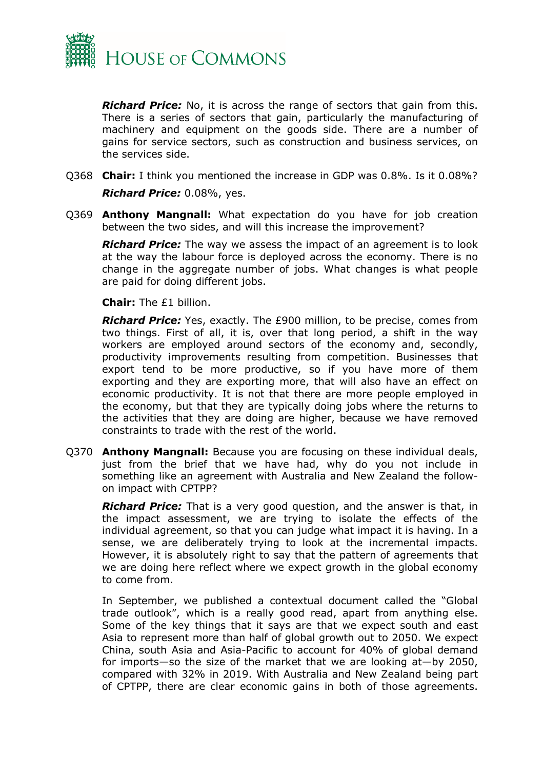***Richard Price:*** No, it is across the range of sectors that gain from this. There is a series of sectors that gain, particularly the manufacturing of machinery and equipment on the goods side. There are a number of gains for service sectors, such as construction and business services, on the services side.

Q368 **Chair:** I think you mentioned the increase in GDP was 0.8%. Is it 0.08%?

***Richard Price:*** 0.08%, yes.

Q369 **Anthony Mangnall:** What expectation do you have for job creation between the two sides, and will this increase the improvement?

***Richard Price:*** The way we assess the impact of an agreement is to look at the way the labour force is deployed across the economy. There is no change in the aggregate number of jobs. What changes is what people are paid for doing different jobs.

**Chair:** The £1 billion.

***Richard Price:*** Yes, exactly. The £900 million, to be precise, comes from two things. First of all, it is, over that long period, a shift in the way workers are employed around sectors of the economy and, secondly, productivity improvements resulting from competition. Businesses that export tend to be more productive, so if you have more of them exporting and they are exporting more, that will also have an effect on economic productivity. It is not that there are more people employed in the economy, but that they are typically doing jobs where the returns to the activities that they are doing are higher, because we have removed constraints to trade with the rest of the world.

Q370 **Anthony Mangnall:** Because you are focusing on these individual deals, just from the brief that we have had, why do you not include in something like an agreement with Australia and New Zealand the follow-on impact with CPTPP?

***Richard Price:*** That is a very good question, and the answer is that, in the impact assessment, we are trying to isolate the effects of the individual agreement, so that you can judge what impact it is having. In a sense, we are deliberately trying to look at the incremental impacts. However, it is absolutely right to say that the pattern of agreements that we are doing here reflect where we expect growth in the global economy to come from.

In September, we published a contextual document called the "Global trade outlook", which is a really good read, apart from anything else. Some of the key things that it says are that we expect south and east Asia to represent more than half of global growth out to 2050. We expect China, south Asia and Asia-Pacific to account for 40% of global demand for imports—so the size of the market that we are looking at—by 2050, compared with 32% in 2019. With Australia and New Zealand being part of CPTPP, there are clear economic gains in both of those agreements.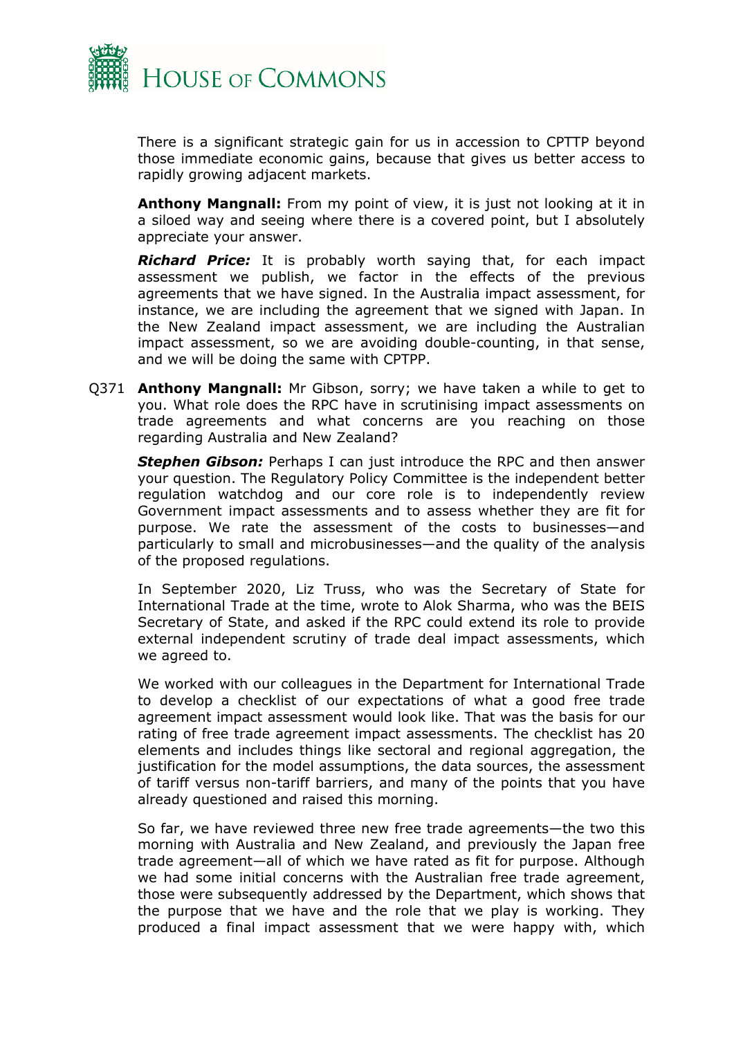There is a significant strategic gain for us in accession to CPTTP beyond those immediate economic gains, because that gives us better access to rapidly growing adjacent markets.

**Anthony Mangnall:** From my point of view, it is just not looking at it in a siloed way and seeing where there is a covered point, but I absolutely appreciate your answer.

***Richard Price:*** It is probably worth saying that, for each impact assessment we publish, we factor in the effects of the previous agreements that we have signed. In the Australia impact assessment, for instance, we are including the agreement that we signed with Japan. In the New Zealand impact assessment, we are including the Australian impact assessment, so we are avoiding double-counting, in that sense, and we will be doing the same with CPTPP.

Q371 **Anthony Mangnall:** Mr Gibson, sorry; we have taken a while to get to you. What role does the RPC have in scrutinising impact assessments on trade agreements and what concerns are you reaching on those regarding Australia and New Zealand?

***Stephen Gibson:*** Perhaps I can just introduce the RPC and then answer your question. The Regulatory Policy Committee is the independent better regulation watchdog and our core role is to independently review Government impact assessments and to assess whether they are fit for purpose. We rate the assessment of the costs to businesses—and particularly to small and microbusinesses—and the quality of the analysis of the proposed regulations.

In September 2020, Liz Truss, who was the Secretary of State for International Trade at the time, wrote to Alok Sharma, who was the BEIS Secretary of State, and asked if the RPC could extend its role to provide external independent scrutiny of trade deal impact assessments, which we agreed to.

We worked with our colleagues in the Department for International Trade to develop a checklist of our expectations of what a good free trade agreement impact assessment would look like. That was the basis for our rating of free trade agreement impact assessments. The checklist has 20 elements and includes things like sectoral and regional aggregation, the justification for the model assumptions, the data sources, the assessment of tariff versus non-tariff barriers, and many of the points that you have already questioned and raised this morning.

So far, we have reviewed three new free trade agreements—the two this morning with Australia and New Zealand, and previously the Japan free trade agreement—all of which we have rated as fit for purpose. Although we had some initial concerns with the Australian free trade agreement, those were subsequently addressed by the Department, which shows that the purpose that we have and the role that we play is working. They produced a final impact assessment that we were happy with, which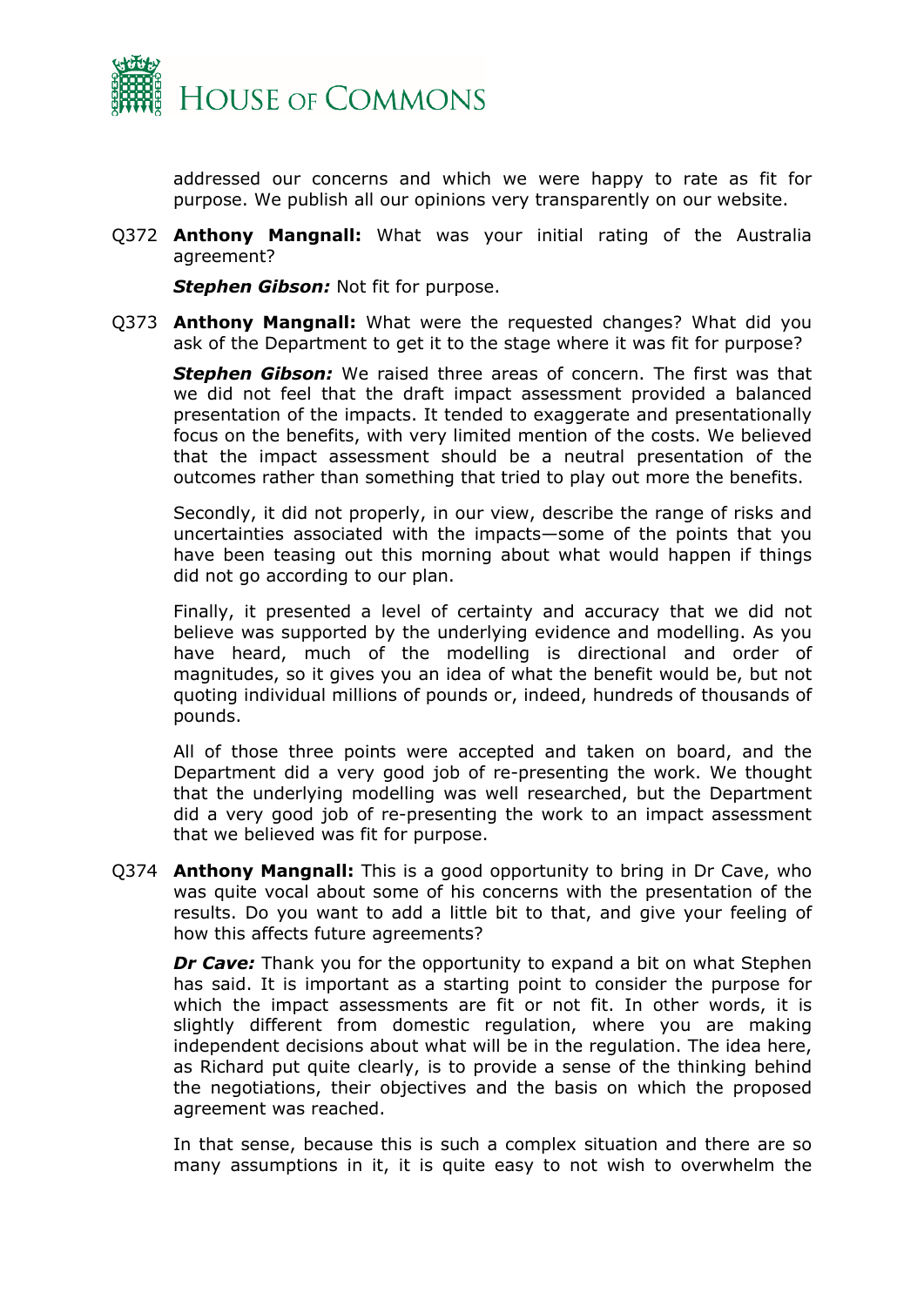addressed our concerns and which we were happy to rate as fit for purpose. We publish all our opinions very transparently on our website.

Q372 **Anthony Mangnall:** What was your initial rating of the Australia agreement?

***Stephen Gibson:*** Not fit for purpose.

Q373 **Anthony Mangnall:** What were the requested changes? What did you ask of the Department to get it to the stage where it was fit for purpose?

***Stephen Gibson:*** We raised three areas of concern. The first was that we did not feel that the draft impact assessment provided a balanced presentation of the impacts. It tended to exaggerate and presentationally focus on the benefits, with very limited mention of the costs. We believed that the impact assessment should be a neutral presentation of the outcomes rather than something that tried to play out more the benefits.

Secondly, it did not properly, in our view, describe the range of risks and uncertainties associated with the impacts—some of the points that you have been teasing out this morning about what would happen if things did not go according to our plan.

Finally, it presented a level of certainty and accuracy that we did not believe was supported by the underlying evidence and modelling. As you have heard, much of the modelling is directional and order of magnitudes, so it gives you an idea of what the benefit would be, but not quoting individual millions of pounds or, indeed, hundreds of thousands of pounds.

All of those three points were accepted and taken on board, and the Department did a very good job of re-presenting the work. We thought that the underlying modelling was well researched, but the Department did a very good job of re-presenting the work to an impact assessment that we believed was fit for purpose.

Q374 **Anthony Mangnall:** This is a good opportunity to bring in Dr Cave, who was quite vocal about some of his concerns with the presentation of the results. Do you want to add a little bit to that, and give your feeling of how this affects future agreements?

***Dr Cave:*** Thank you for the opportunity to expand a bit on what Stephen has said. It is important as a starting point to consider the purpose for which the impact assessments are fit or not fit. In other words, it is slightly different from domestic regulation, where you are making independent decisions about what will be in the regulation. The idea here, as Richard put quite clearly, is to provide a sense of the thinking behind the negotiations, their objectives and the basis on which the proposed agreement was reached.

In that sense, because this is such a complex situation and there are so many assumptions in it, it is quite easy to not wish to overwhelm the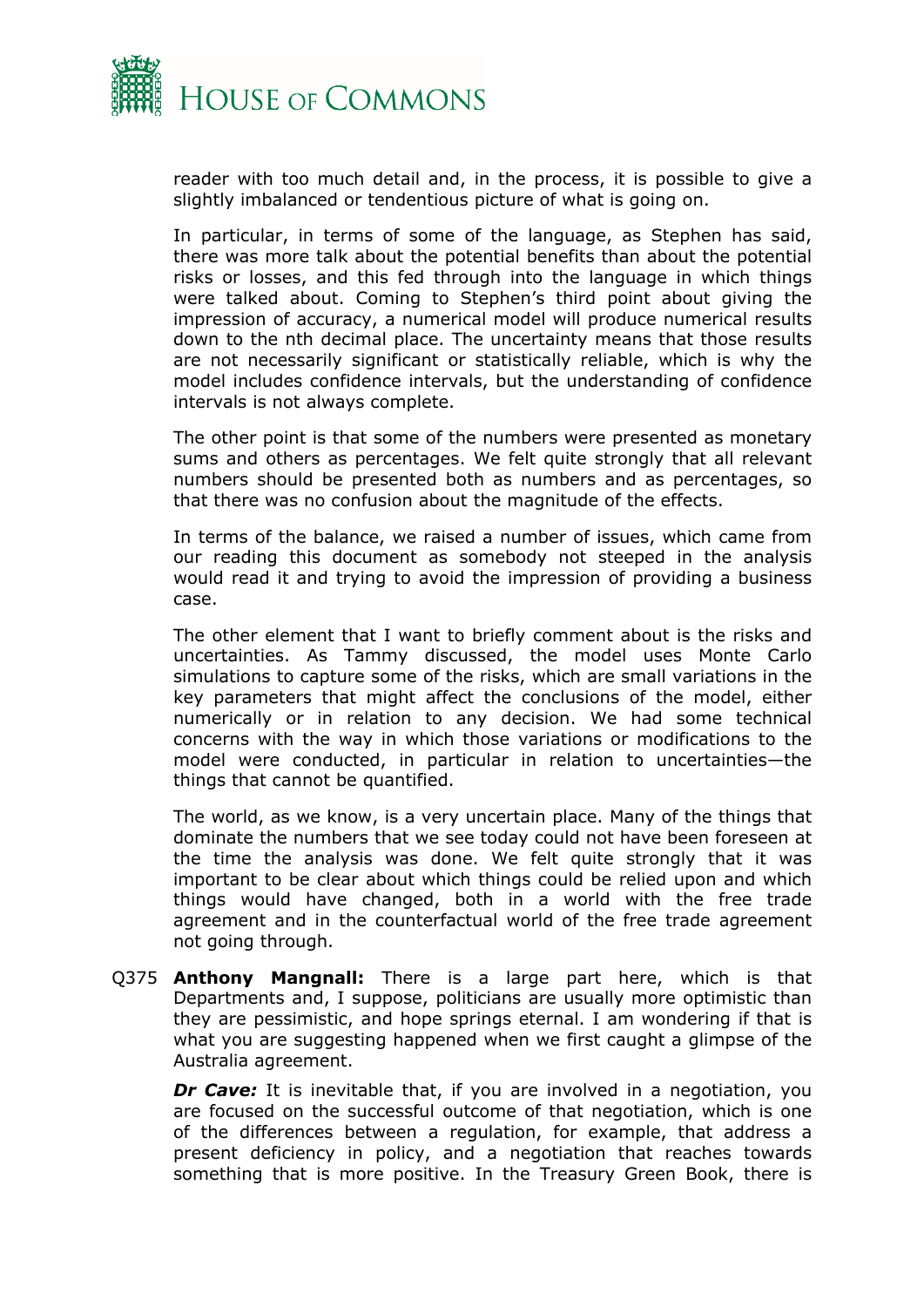reader with too much detail and, in the process, it is possible to give a slightly imbalanced or tendentious picture of what is going on.

In particular, in terms of some of the language, as Stephen has said, there was more talk about the potential benefits than about the potential risks or losses, and this fed through into the language in which things were talked about. Coming to Stephen's third point about giving the impression of accuracy, a numerical model will produce numerical results down to the nth decimal place. The uncertainty means that those results are not necessarily significant or statistically reliable, which is why the model includes confidence intervals, but the understanding of confidence intervals is not always complete.

The other point is that some of the numbers were presented as monetary sums and others as percentages. We felt quite strongly that all relevant numbers should be presented both as numbers and as percentages, so that there was no confusion about the magnitude of the effects.

In terms of the balance, we raised a number of issues, which came from our reading this document as somebody not steeped in the analysis would read it and trying to avoid the impression of providing a business case.

The other element that I want to briefly comment about is the risks and uncertainties. As Tammy discussed, the model uses Monte Carlo simulations to capture some of the risks, which are small variations in the key parameters that might affect the conclusions of the model, either numerically or in relation to any decision. We had some technical concerns with the way in which those variations or modifications to the model were conducted, in particular in relation to uncertainties—the things that cannot be quantified.

The world, as we know, is a very uncertain place. Many of the things that dominate the numbers that we see today could not have been foreseen at the time the analysis was done. We felt quite strongly that it was important to be clear about which things could be relied upon and which things would have changed, both in a world with the free trade agreement and in the counterfactual world of the free trade agreement not going through.

Q375 **Anthony Mangnall:** There is a large part here, which is that Departments and, I suppose, politicians are usually more optimistic than they are pessimistic, and hope springs eternal. I am wondering if that is what you are suggesting happened when we first caught a glimpse of the Australia agreement.

***Dr Cave:*** It is inevitable that, if you are involved in a negotiation, you are focused on the successful outcome of that negotiation, which is one of the differences between a regulation, for example, that address a present deficiency in policy, and a negotiation that reaches towards something that is more positive. In the Treasury Green Book, there is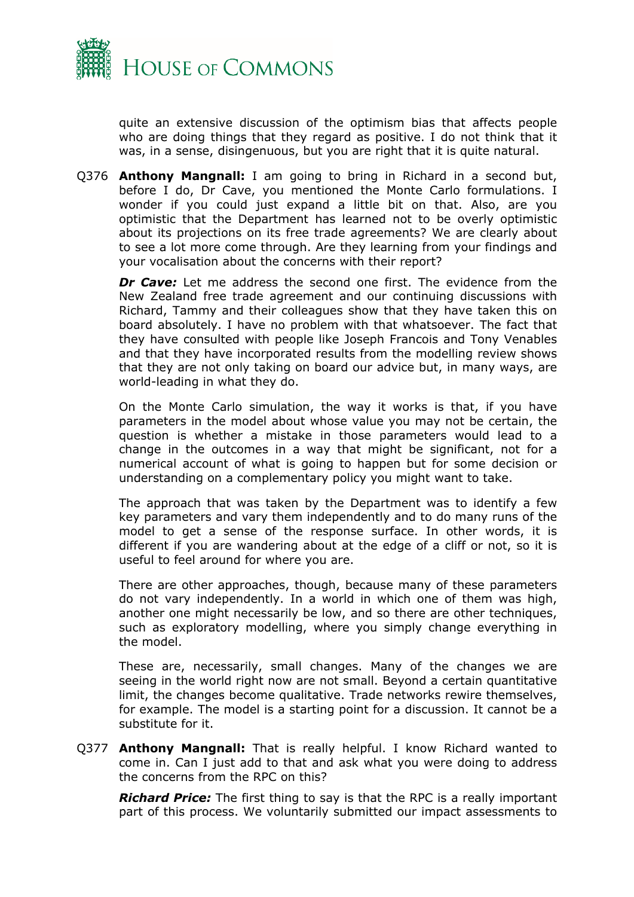quite an extensive discussion of the optimism bias that affects people who are doing things that they regard as positive. I do not think that it was, in a sense, disingenuous, but you are right that it is quite natural.

Q376 **Anthony Mangnall:** I am going to bring in Richard in a second but, before I do, Dr Cave, you mentioned the Monte Carlo formulations. I wonder if you could just expand a little bit on that. Also, are you optimistic that the Department has learned not to be overly optimistic about its projections on its free trade agreements? We are clearly about to see a lot more come through. Are they learning from your findings and your vocalisation about the concerns with their report?

***Dr Cave:*** Let me address the second one first. The evidence from the New Zealand free trade agreement and our continuing discussions with Richard, Tammy and their colleagues show that they have taken this on board absolutely. I have no problem with that whatsoever. The fact that they have consulted with people like Joseph Francois and Tony Venables and that they have incorporated results from the modelling review shows that they are not only taking on board our advice but, in many ways, are world-leading in what they do.

On the Monte Carlo simulation, the way it works is that, if you have parameters in the model about whose value you may not be certain, the question is whether a mistake in those parameters would lead to a change in the outcomes in a way that might be significant, not for a numerical account of what is going to happen but for some decision or understanding on a complementary policy you might want to take.

The approach that was taken by the Department was to identify a few key parameters and vary them independently and to do many runs of the model to get a sense of the response surface. In other words, it is different if you are wandering about at the edge of a cliff or not, so it is useful to feel around for where you are.

There are other approaches, though, because many of these parameters do not vary independently. In a world in which one of them was high, another one might necessarily be low, and so there are other techniques, such as exploratory modelling, where you simply change everything in the model.

These are, necessarily, small changes. Many of the changes we are seeing in the world right now are not small. Beyond a certain quantitative limit, the changes become qualitative. Trade networks rewire themselves, for example. The model is a starting point for a discussion. It cannot be a substitute for it.

Q377 **Anthony Mangnall:** That is really helpful. I know Richard wanted to come in. Can I just add to that and ask what you were doing to address the concerns from the RPC on this?

***Richard Price:*** The first thing to say is that the RPC is a really important part of this process. We voluntarily submitted our impact assessments to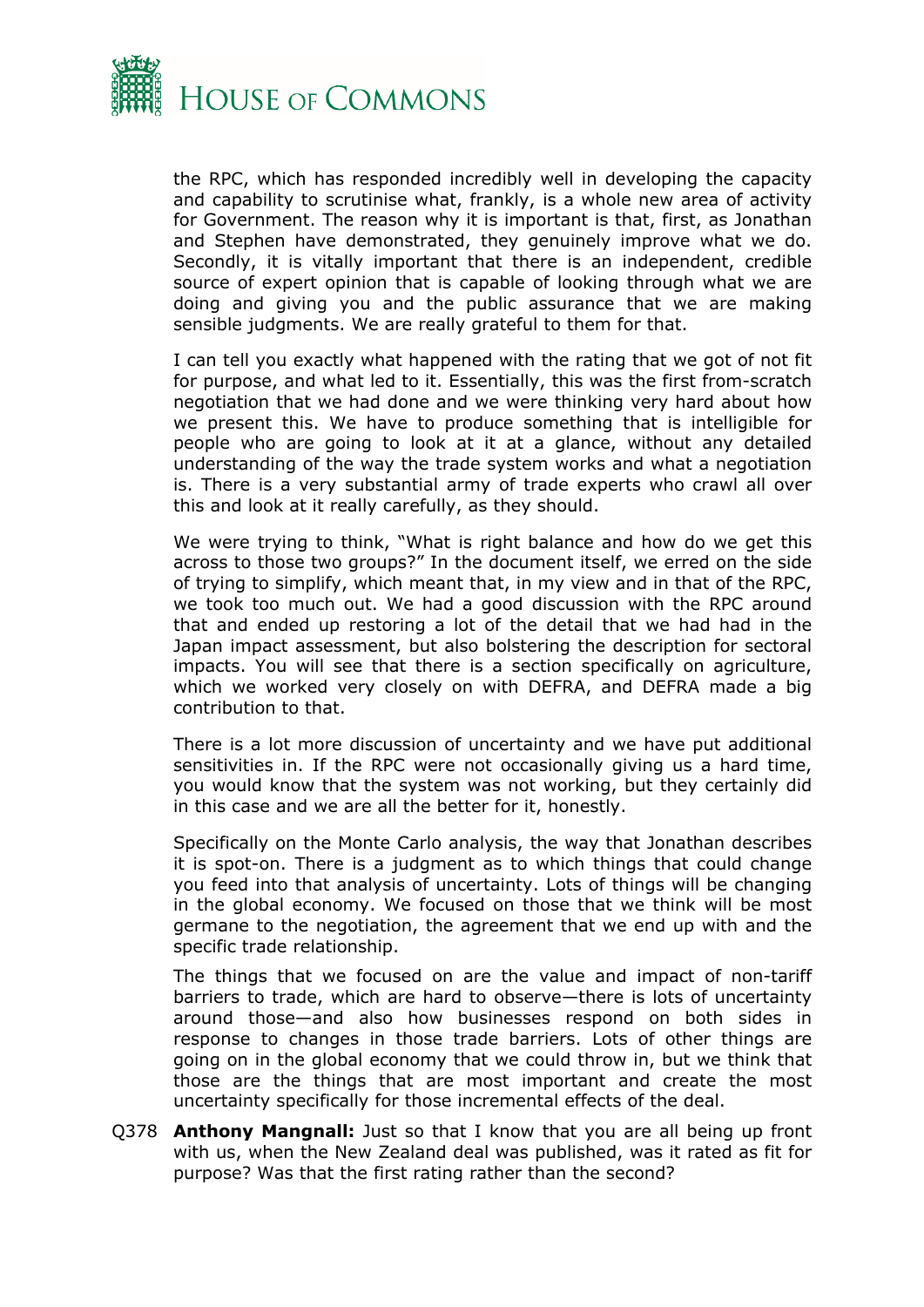the RPC, which has responded incredibly well in developing the capacity and capability to scrutinise what, frankly, is a whole new area of activity for Government. The reason why it is important is that, first, as Jonathan and Stephen have demonstrated, they genuinely improve what we do. Secondly, it is vitally important that there is an independent, credible source of expert opinion that is capable of looking through what we are doing and giving you and the public assurance that we are making sensible judgments. We are really grateful to them for that.

I can tell you exactly what happened with the rating that we got of not fit for purpose, and what led to it. Essentially, this was the first from-scratch negotiation that we had done and we were thinking very hard about how we present this. We have to produce something that is intelligible for people who are going to look at it at a glance, without any detailed understanding of the way the trade system works and what a negotiation is. There is a very substantial army of trade experts who crawl all over this and look at it really carefully, as they should.

We were trying to think, "What is right balance and how do we get this across to those two groups?" In the document itself, we erred on the side of trying to simplify, which meant that, in my view and in that of the RPC, we took too much out. We had a good discussion with the RPC around that and ended up restoring a lot of the detail that we had had in the Japan impact assessment, but also bolstering the description for sectoral impacts. You will see that there is a section specifically on agriculture, which we worked very closely on with DEFRA, and DEFRA made a big contribution to that.

There is a lot more discussion of uncertainty and we have put additional sensitivities in. If the RPC were not occasionally giving us a hard time, you would know that the system was not working, but they certainly did in this case and we are all the better for it, honestly.

Specifically on the Monte Carlo analysis, the way that Jonathan describes it is spot-on. There is a judgment as to which things that could change you feed into that analysis of uncertainty. Lots of things will be changing in the global economy. We focused on those that we think will be most germane to the negotiation, the agreement that we end up with and the specific trade relationship.

The things that we focused on are the value and impact of non-tariff barriers to trade, which are hard to observe—there is lots of uncertainty around those—and also how businesses respond on both sides in response to changes in those trade barriers. Lots of other things are going on in the global economy that we could throw in, but we think that those are the things that are most important and create the most uncertainty specifically for those incremental effects of the deal.

Q378 **Anthony Mangnall:** Just so that I know that you are all being up front with us, when the New Zealand deal was published, was it rated as fit for purpose? Was that the first rating rather than the second?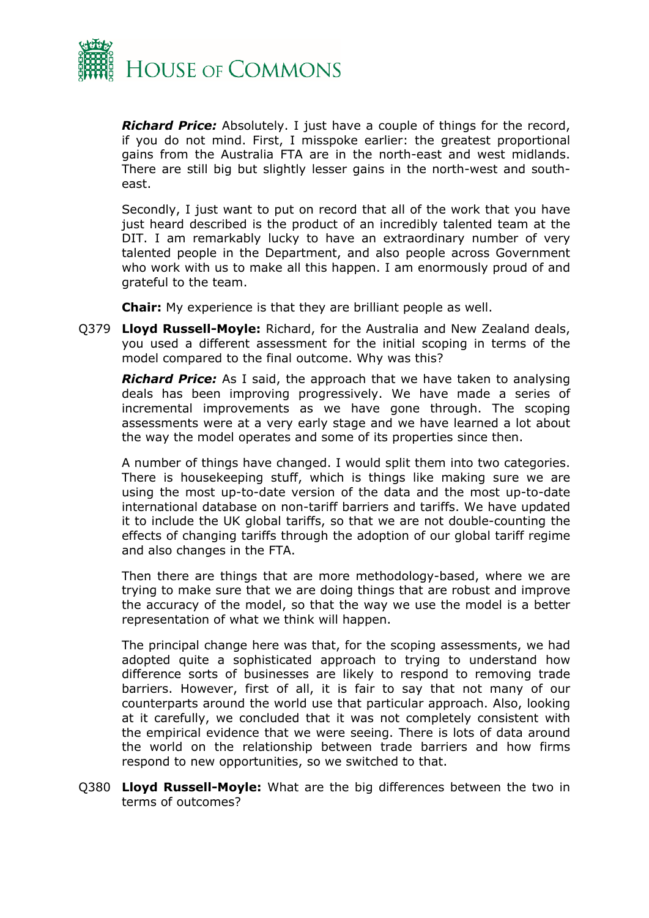***Richard Price:*** Absolutely. I just have a couple of things for the record, if you do not mind. First, I misspoke earlier: the greatest proportional gains from the Australia FTA are in the north-east and west midlands. There are still big but slightly lesser gains in the north-west and south-east.

Secondly, I just want to put on record that all of the work that you have just heard described is the product of an incredibly talented team at the DIT. I am remarkably lucky to have an extraordinary number of very talented people in the Department, and also people across Government who work with us to make all this happen. I am enormously proud of and grateful to the team.

**Chair:** My experience is that they are brilliant people as well.

Q379 **Lloyd Russell-Moyle:** Richard, for the Australia and New Zealand deals, you used a different assessment for the initial scoping in terms of the model compared to the final outcome. Why was this?

***Richard Price:*** As I said, the approach that we have taken to analysing deals has been improving progressively. We have made a series of incremental improvements as we have gone through. The scoping assessments were at a very early stage and we have learned a lot about the way the model operates and some of its properties since then.

A number of things have changed. I would split them into two categories. There is housekeeping stuff, which is things like making sure we are using the most up-to-date version of the data and the most up-to-date international database on non-tariff barriers and tariffs. We have updated it to include the UK global tariffs, so that we are not double-counting the effects of changing tariffs through the adoption of our global tariff regime and also changes in the FTA.

Then there are things that are more methodology-based, where we are trying to make sure that we are doing things that are robust and improve the accuracy of the model, so that the way we use the model is a better representation of what we think will happen.

The principal change here was that, for the scoping assessments, we had adopted quite a sophisticated approach to trying to understand how difference sorts of businesses are likely to respond to removing trade barriers. However, first of all, it is fair to say that not many of our counterparts around the world use that particular approach. Also, looking at it carefully, we concluded that it was not completely consistent with the empirical evidence that we were seeing. There is lots of data around the world on the relationship between trade barriers and how firms respond to new opportunities, so we switched to that.

Q380 **Lloyd Russell-Moyle:** What are the big differences between the two in terms of outcomes?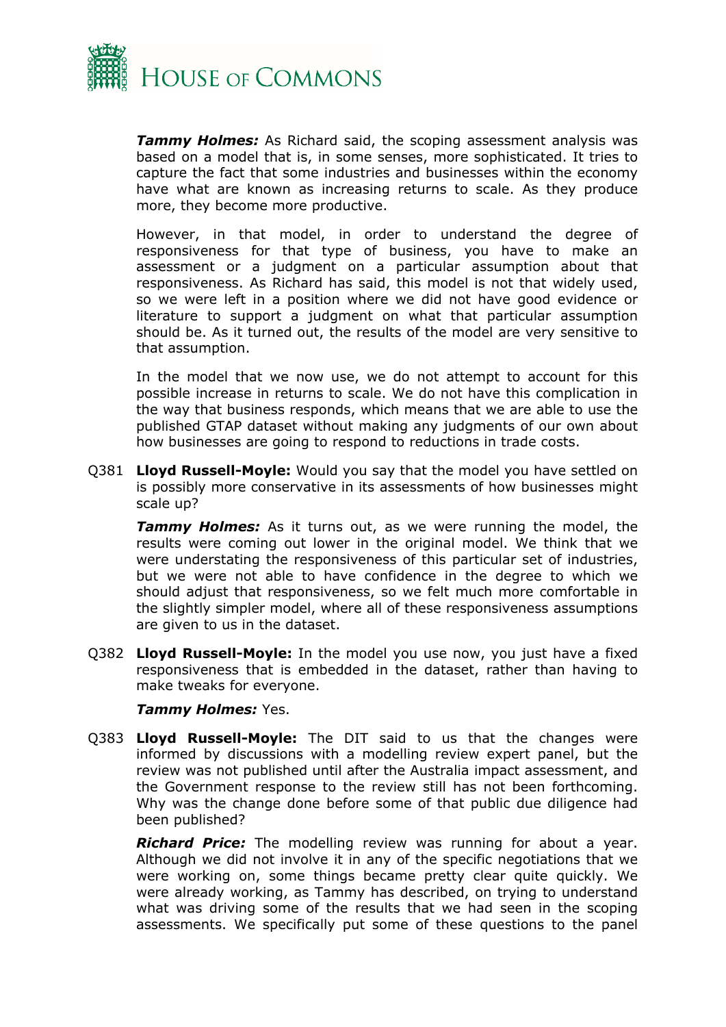***Tammy Holmes:*** As Richard said, the scoping assessment analysis was based on a model that is, in some senses, more sophisticated. It tries to capture the fact that some industries and businesses within the economy have what are known as increasing returns to scale. As they produce more, they become more productive.

However, in that model, in order to understand the degree of responsiveness for that type of business, you have to make an assessment or a judgment on a particular assumption about that responsiveness. As Richard has said, this model is not that widely used, so we were left in a position where we did not have good evidence or literature to support a judgment on what that particular assumption should be. As it turned out, the results of the model are very sensitive to that assumption.

In the model that we now use, we do not attempt to account for this possible increase in returns to scale. We do not have this complication in the way that business responds, which means that we are able to use the published GTAP dataset without making any judgments of our own about how businesses are going to respond to reductions in trade costs.

Q381 **Lloyd Russell-Moyle:** Would you say that the model you have settled on is possibly more conservative in its assessments of how businesses might scale up?

***Tammy Holmes:*** As it turns out, as we were running the model, the results were coming out lower in the original model. We think that we were understating the responsiveness of this particular set of industries, but we were not able to have confidence in the degree to which we should adjust that responsiveness, so we felt much more comfortable in the slightly simpler model, where all of these responsiveness assumptions are given to us in the dataset.

Q382 **Lloyd Russell-Moyle:** In the model you use now, you just have a fixed responsiveness that is embedded in the dataset, rather than having to make tweaks for everyone.

***Tammy Holmes:*** Yes.

Q383 **Lloyd Russell-Moyle:** The DIT said to us that the changes were informed by discussions with a modelling review expert panel, but the review was not published until after the Australia impact assessment, and the Government response to the review still has not been forthcoming. Why was the change done before some of that public due diligence had been published?

***Richard Price:*** The modelling review was running for about a year. Although we did not involve it in any of the specific negotiations that we were working on, some things became pretty clear quite quickly. We were already working, as Tammy has described, on trying to understand what was driving some of the results that we had seen in the scoping assessments. We specifically put some of these questions to the panel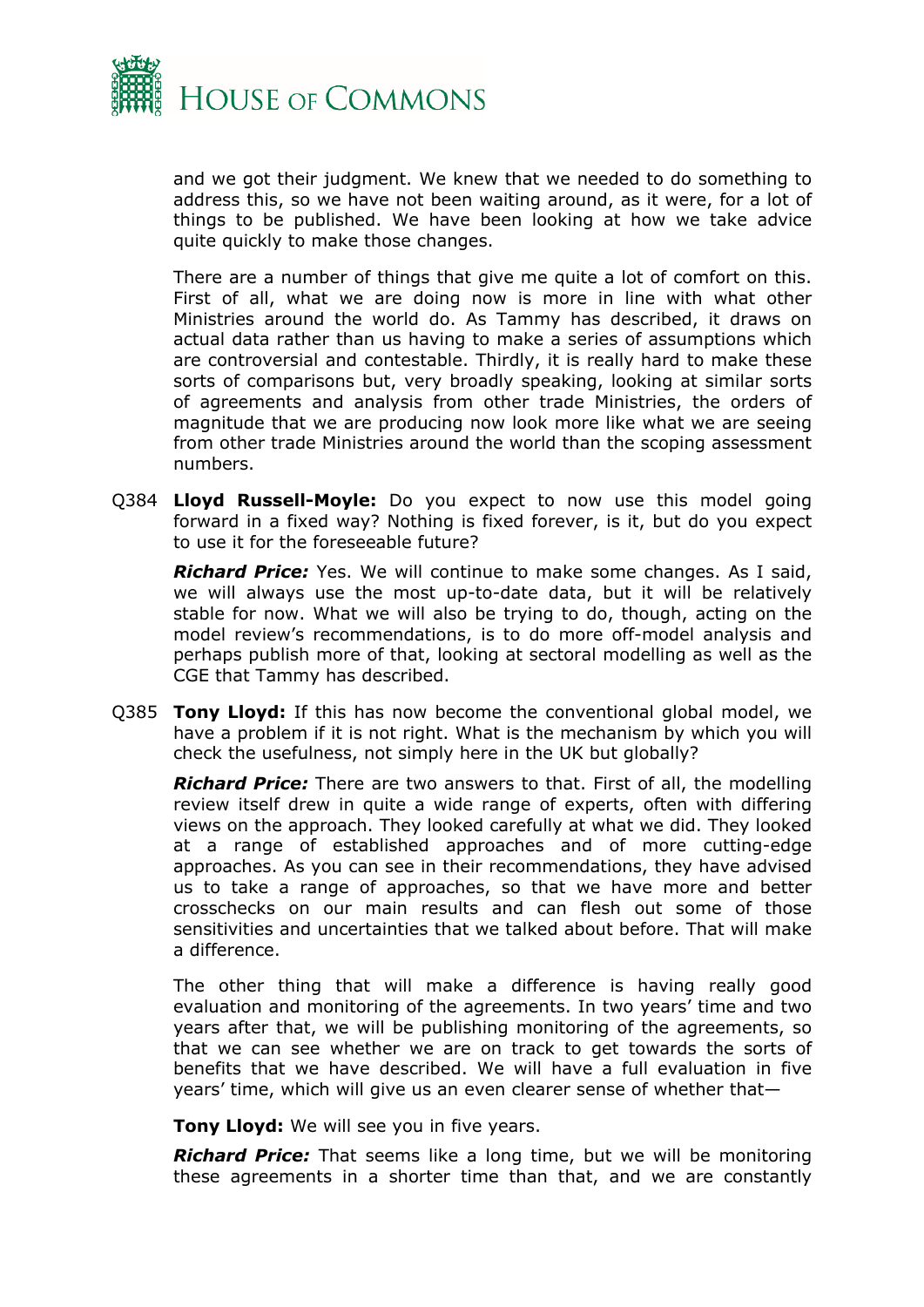and we got their judgment. We knew that we needed to do something to address this, so we have not been waiting around, as it were, for a lot of things to be published. We have been looking at how we take advice quite quickly to make those changes.

There are a number of things that give me quite a lot of comfort on this. First of all, what we are doing now is more in line with what other Ministries around the world do. As Tammy has described, it draws on actual data rather than us having to make a series of assumptions which are controversial and contestable. Thirdly, it is really hard to make these sorts of comparisons but, very broadly speaking, looking at similar sorts of agreements and analysis from other trade Ministries, the orders of magnitude that we are producing now look more like what we are seeing from other trade Ministries around the world than the scoping assessment numbers.

Q384 **Lloyd Russell-Moyle:** Do you expect to now use this model going forward in a fixed way? Nothing is fixed forever, is it, but do you expect to use it for the foreseeable future?

***Richard Price:*** Yes. We will continue to make some changes. As I said, we will always use the most up-to-date data, but it will be relatively stable for now. What we will also be trying to do, though, acting on the model review's recommendations, is to do more off-model analysis and perhaps publish more of that, looking at sectoral modelling as well as the CGE that Tammy has described.

Q385 **Tony Lloyd:** If this has now become the conventional global model, we have a problem if it is not right. What is the mechanism by which you will check the usefulness, not simply here in the UK but globally?

***Richard Price:*** There are two answers to that. First of all, the modelling review itself drew in quite a wide range of experts, often with differing views on the approach. They looked carefully at what we did. They looked at a range of established approaches and of more cutting-edge approaches. As you can see in their recommendations, they have advised us to take a range of approaches, so that we have more and better crosschecks on our main results and can flesh out some of those sensitivities and uncertainties that we talked about before. That will make a difference.

The other thing that will make a difference is having really good evaluation and monitoring of the agreements. In two years' time and two years after that, we will be publishing monitoring of the agreements, so that we can see whether we are on track to get towards the sorts of benefits that we have described. We will have a full evaluation in five years' time, which will give us an even clearer sense of whether that—

**Tony Lloyd:** We will see you in five years.

***Richard Price:*** That seems like a long time, but we will be monitoring these agreements in a shorter time than that, and we are constantly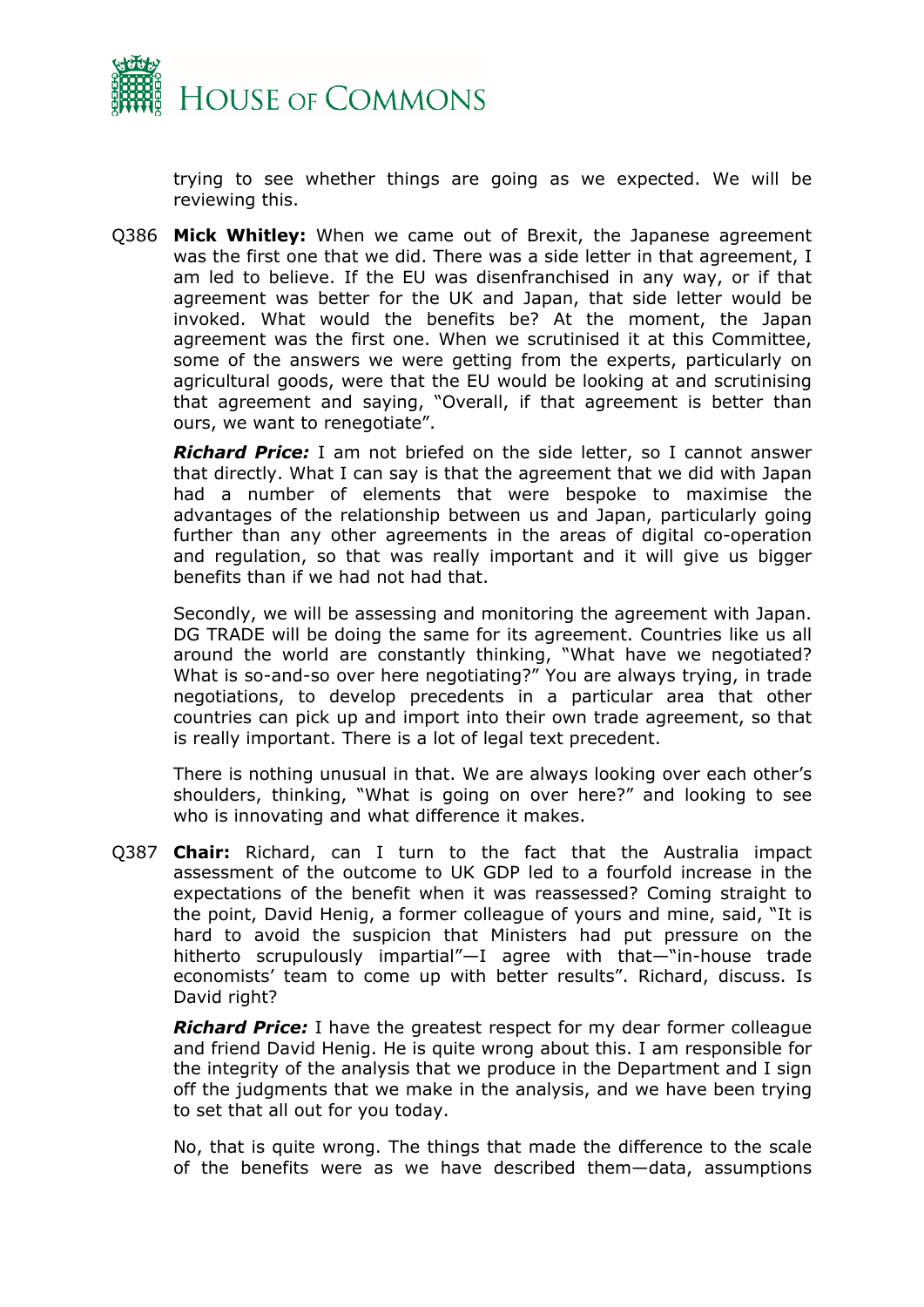trying to see whether things are going as we expected. We will be reviewing this.

Q386 **Mick Whitley:** When we came out of Brexit, the Japanese agreement was the first one that we did. There was a side letter in that agreement, I am led to believe. If the EU was disenfranchised in any way, or if that agreement was better for the UK and Japan, that side letter would be invoked. What would the benefits be? At the moment, the Japan agreement was the first one. When we scrutinised it at this Committee, some of the answers we were getting from the experts, particularly on agricultural goods, were that the EU would be looking at and scrutinising that agreement and saying, "Overall, if that agreement is better than ours, we want to renegotiate".

***Richard Price:*** I am not briefed on the side letter, so I cannot answer that directly. What I can say is that the agreement that we did with Japan had a number of elements that were bespoke to maximise the advantages of the relationship between us and Japan, particularly going further than any other agreements in the areas of digital co-operation and regulation, so that was really important and it will give us bigger benefits than if we had not had that.

Secondly, we will be assessing and monitoring the agreement with Japan. DG TRADE will be doing the same for its agreement. Countries like us all around the world are constantly thinking, "What have we negotiated? What is so-and-so over here negotiating?" You are always trying, in trade negotiations, to develop precedents in a particular area that other countries can pick up and import into their own trade agreement, so that is really important. There is a lot of legal text precedent.

There is nothing unusual in that. We are always looking over each other's shoulders, thinking, "What is going on over here?" and looking to see who is innovating and what difference it makes.

Q387 **Chair:** Richard, can I turn to the fact that the Australia impact assessment of the outcome to UK GDP led to a fourfold increase in the expectations of the benefit when it was reassessed? Coming straight to the point, David Henig, a former colleague of yours and mine, said, "It is hard to avoid the suspicion that Ministers had put pressure on the hitherto scrupulously impartial"—I agree with that—"in-house trade economists' team to come up with better results". Richard, discuss. Is David right?

***Richard Price:*** I have the greatest respect for my dear former colleague and friend David Henig. He is quite wrong about this. I am responsible for the integrity of the analysis that we produce in the Department and I sign off the judgments that we make in the analysis, and we have been trying to set that all out for you today.

No, that is quite wrong. The things that made the difference to the scale of the benefits were as we have described them—data, assumptions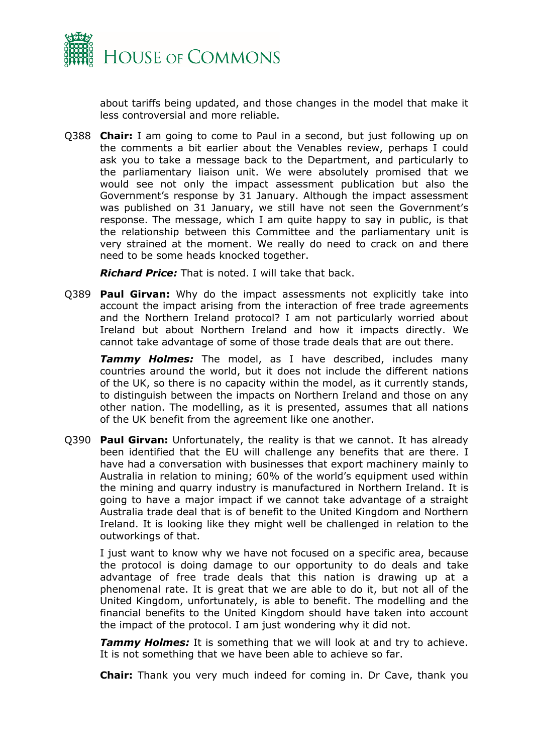about tariffs being updated, and those changes in the model that make it less controversial and more reliable.

Q388 **Chair:** I am going to come to Paul in a second, but just following up on the comments a bit earlier about the Venables review, perhaps I could ask you to take a message back to the Department, and particularly to the parliamentary liaison unit. We were absolutely promised that we would see not only the impact assessment publication but also the Government's response by 31 January. Although the impact assessment was published on 31 January, we still have not seen the Government's response. The message, which I am quite happy to say in public, is that the relationship between this Committee and the parliamentary unit is very strained at the moment. We really do need to crack on and there need to be some heads knocked together.

***Richard Price:*** That is noted. I will take that back.

Q389 **Paul Girvan:** Why do the impact assessments not explicitly take into account the impact arising from the interaction of free trade agreements and the Northern Ireland protocol? I am not particularly worried about Ireland but about Northern Ireland and how it impacts directly. We cannot take advantage of some of those trade deals that are out there.

***Tammy Holmes:*** The model, as I have described, includes many countries around the world, but it does not include the different nations of the UK, so there is no capacity within the model, as it currently stands, to distinguish between the impacts on Northern Ireland and those on any other nation. The modelling, as it is presented, assumes that all nations of the UK benefit from the agreement like one another.

Q390 **Paul Girvan:** Unfortunately, the reality is that we cannot. It has already been identified that the EU will challenge any benefits that are there. I have had a conversation with businesses that export machinery mainly to Australia in relation to mining; 60% of the world's equipment used within the mining and quarry industry is manufactured in Northern Ireland. It is going to have a major impact if we cannot take advantage of a straight Australia trade deal that is of benefit to the United Kingdom and Northern Ireland. It is looking like they might well be challenged in relation to the outworkings of that.

I just want to know why we have not focused on a specific area, because the protocol is doing damage to our opportunity to do deals and take advantage of free trade deals that this nation is drawing up at a phenomenal rate. It is great that we are able to do it, but not all of the United Kingdom, unfortunately, is able to benefit. The modelling and the financial benefits to the United Kingdom should have taken into account the impact of the protocol. I am just wondering why it did not.

***Tammy Holmes:*** It is something that we will look at and try to achieve. It is not something that we have been able to achieve so far.

**Chair:** Thank you very much indeed for coming in. Dr Cave, thank you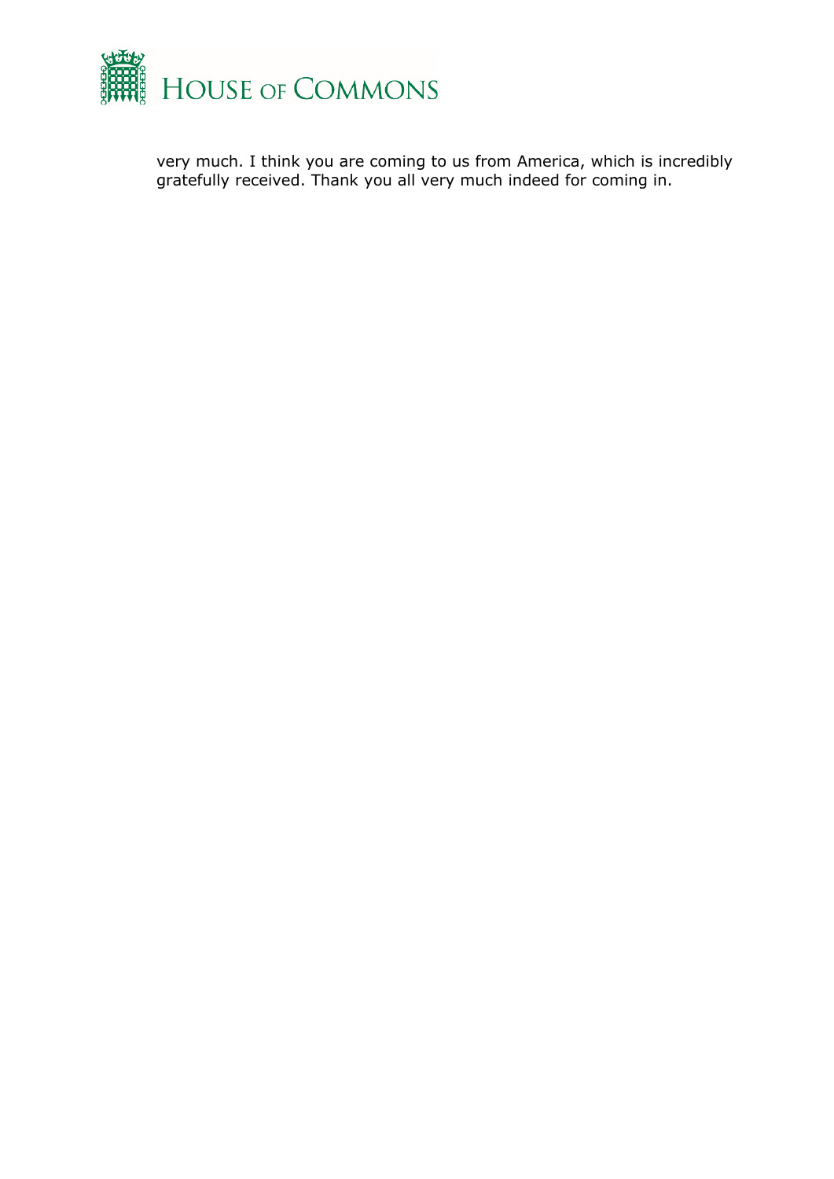very much. I think you are coming to us from America, which is incredibly gratefully received. Thank you all very much indeed for coming in.